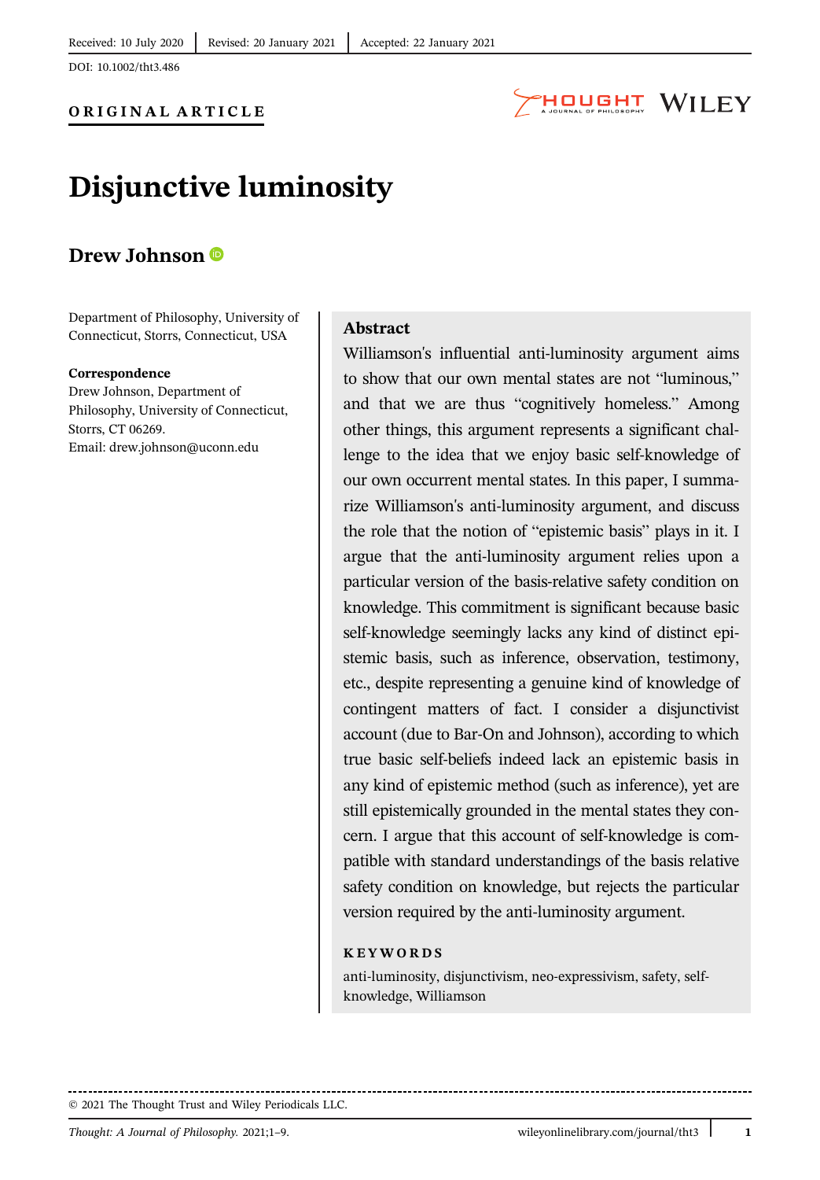Received: 10 July 2020 | Revised: 20 January 2021 | Accepted: 22 January 2021

DOI: 10.1002/tht3.486

**ORIGINAL ARTICLE**

# Disjunctive luminosity

**Drew Johnson**

Department of Philosophy, University of Connecticut, Storrs, Connecticut, USA

**Correspondence**
Drew Johnson, Department of Philosophy, University of Connecticut, Storrs, CT 06269.
Email: drew.johnson@uconn.edu

## Abstract

Williamson's influential anti-luminosity argument aims to show that our own mental states are not "luminous," and that we are thus "cognitively homeless." Among other things, this argument represents a significant challenge to the idea that we enjoy basic self-knowledge of our own occurrent mental states. In this paper, I summarize Williamson's anti-luminosity argument, and discuss the role that the notion of "epistemic basis" plays in it. I argue that the anti-luminosity argument relies upon a particular version of the basis-relative safety condition on knowledge. This commitment is significant because basic self-knowledge seemingly lacks any kind of distinct epistemic basis, such as inference, observation, testimony, etc., despite representing a genuine kind of knowledge of contingent matters of fact. I consider a disjunctivist account (due to Bar-On and Johnson), according to which true basic self-beliefs indeed lack an epistemic basis in any kind of epistemic method (such as inference), yet are still epistemically grounded in the mental states they concern. I argue that this account of self-knowledge is compatible with standard understandings of the basis relative safety condition on knowledge, but rejects the particular version required by the anti-luminosity argument.

**KEYWORDS**

anti-luminosity, disjunctivism, neo-expressivism, safety, self-knowledge, Williamson

© 2021 The Thought Trust and Wiley Periodicals LLC.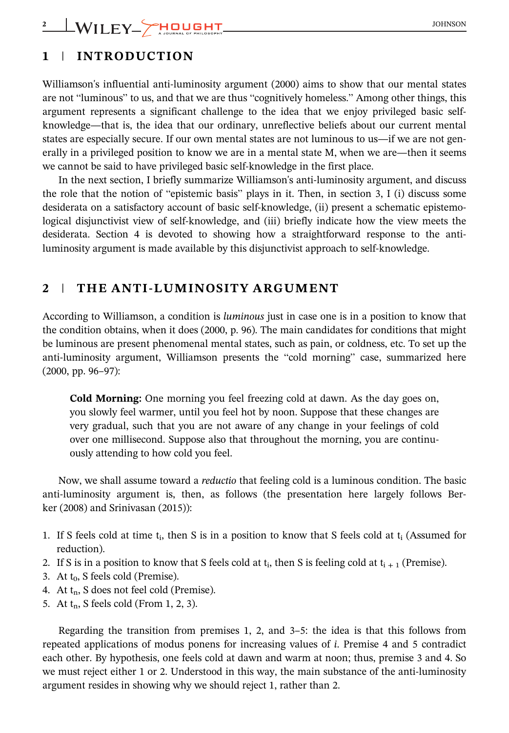## 1 | INTRODUCTION

Williamson's influential anti-luminosity argument (2000) aims to show that our mental states are not "luminous" to us, and that we are thus "cognitively homeless." Among other things, this argument represents a significant challenge to the idea that we enjoy privileged basic self-knowledge—that is, the idea that our ordinary, unreflective beliefs about our current mental states are especially secure. If our own mental states are not luminous to us—if we are not generally in a privileged position to know we are in a mental state M, when we are—then it seems we cannot be said to have privileged basic self-knowledge in the first place.

In the next section, I briefly summarize Williamson's anti-luminosity argument, and discuss the role that the notion of "epistemic basis" plays in it. Then, in section 3, I (i) discuss some desiderata on a satisfactory account of basic self-knowledge, (ii) present a schematic epistemological disjunctivist view of self-knowledge, and (iii) briefly indicate how the view meets the desiderata. Section 4 is devoted to showing how a straightforward response to the anti-luminosity argument is made available by this disjunctivist approach to self-knowledge.

## 2 | THE ANTI-LUMINOSITY ARGUMENT

According to Williamson, a condition is *luminous* just in case one is in a position to know that the condition obtains, when it does (2000, p. 96). The main candidates for conditions that might be luminous are present phenomenal mental states, such as pain, or coldness, etc. To set up the anti-luminosity argument, Williamson presents the "cold morning" case, summarized here (2000, pp. 96–97):

> **Cold Morning:** One morning you feel freezing cold at dawn. As the day goes on, you slowly feel warmer, until you feel hot by noon. Suppose that these changes are very gradual, such that you are not aware of any change in your feelings of cold over one millisecond. Suppose also that throughout the morning, you are continuously attending to how cold you feel.

Now, we shall assume toward a *reductio* that feeling cold is a luminous condition. The basic anti-luminosity argument is, then, as follows (the presentation here largely follows Berker (2008) and Srinivasan (2015)):

1. If S feels cold at time $t_i$, then S is in a position to know that S feels cold at $t_i$ (Assumed for reduction).
2. If S is in a position to know that S feels cold at $t_i$, then S is feeling cold at $t_{i+1}$ (Premise).
3. At $t_0$, S feels cold (Premise).
4. At $t_n$, S does not feel cold (Premise).
5. At $t_n$, S feels cold (From 1, 2, 3).

Regarding the transition from premises 1, 2, and 3–5: the idea is that this follows from repeated applications of modus ponens for increasing values of *i*. Premise 4 and 5 contradict each other. By hypothesis, one feels cold at dawn and warm at noon; thus, premise 3 and 4. So we must reject either 1 or 2. Understood in this way, the main substance of the anti-luminosity argument resides in showing why we should reject 1, rather than 2.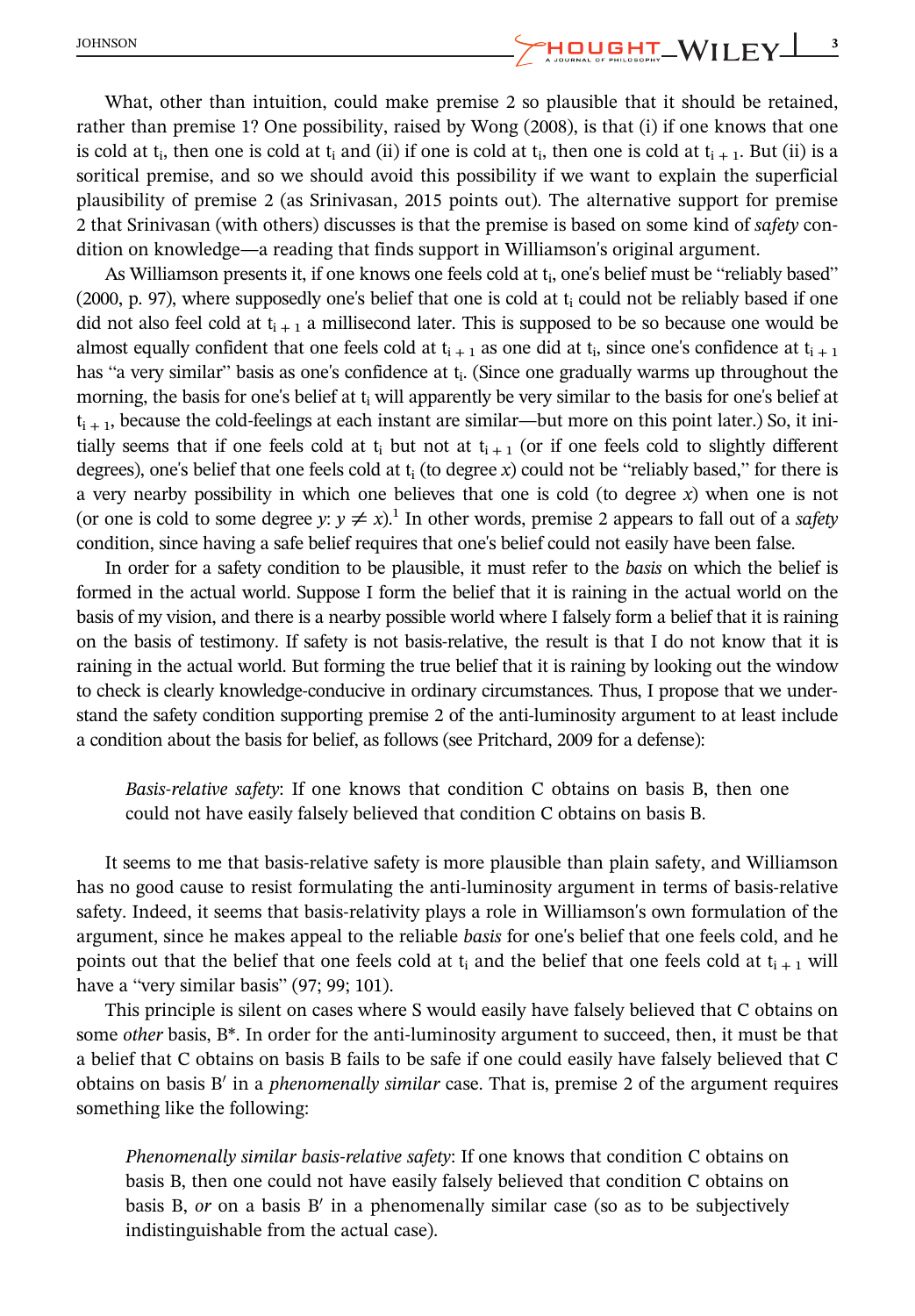What, other than intuition, could make premise 2 so plausible that it should be retained, rather than premise 1? One possibility, raised by Wong (2008), is that (i) if one knows that one is cold at $t_i$, then one is cold at $t_i$ and (ii) if one is cold at $t_i$, then one is cold at $t_{i+1}$. But (ii) is a soritical premise, and so we should avoid this possibility if we want to explain the superficial plausibility of premise 2 (as Srinivasan, 2015 points out). The alternative support for premise 2 that Srinivasan (with others) discusses is that the premise is based on some kind of *safety* condition on knowledge—a reading that finds support in Williamson's original argument.

As Williamson presents it, if one knows one feels cold at $t_i$, one's belief must be "reliably based" (2000, p. 97), where supposedly one's belief that one is cold at $t_i$ could not be reliably based if one did not also feel cold at $t_{i+1}$ a millisecond later. This is supposed to be so because one would be almost equally confident that one feels cold at $t_{i+1}$ as one did at $t_i$, since one's confidence at $t_{i+1}$ has "a very similar" basis as one's confidence at $t_i$. (Since one gradually warms up throughout the morning, the basis for one's belief at $t_i$ will apparently be very similar to the basis for one's belief at $t_{i+1}$, because the cold-feelings at each instant are similar—but more on this point later.) So, it initially seems that if one feels cold at $t_i$ but not at $t_{i+1}$ (or if one feels cold to slightly different degrees), one's belief that one feels cold at $t_i$ (to degree $x$) could not be "reliably based," for there is a very nearby possibility in which one believes that one is cold (to degree $x$) when one is not (or one is cold to some degree $y$: $y \neq x$).[1] In other words, premise 2 appears to fall out of a *safety* condition, since having a safe belief requires that one's belief could not easily have been false.

In order for a safety condition to be plausible, it must refer to the *basis* on which the belief is formed in the actual world. Suppose I form the belief that it is raining in the actual world on the basis of my vision, and there is a nearby possible world where I falsely form a belief that it is raining on the basis of testimony. If safety is not basis-relative, the result is that I do not know that it is raining in the actual world. But forming the true belief that it is raining by looking out the window to check is clearly knowledge-conducive in ordinary circumstances. Thus, I propose that we understand the safety condition supporting premise 2 of the anti-luminosity argument to at least include a condition about the basis for belief, as follows (see Pritchard, 2009 for a defense):

> *Basis-relative safety*: If one knows that condition C obtains on basis B, then one could not have easily falsely believed that condition C obtains on basis B.

It seems to me that basis-relative safety is more plausible than plain safety, and Williamson has no good cause to resist formulating the anti-luminosity argument in terms of basis-relative safety. Indeed, it seems that basis-relativity plays a role in Williamson's own formulation of the argument, since he makes appeal to the reliable *basis* for one's belief that one feels cold, and he points out that the belief that one feels cold at $t_i$ and the belief that one feels cold at $t_{i+1}$ will have a "very similar basis" (97; 99; 101).

This principle is silent on cases where S would easily have falsely believed that C obtains on some *other* basis, B*. In order for the anti-luminosity argument to succeed, then, it must be that a belief that C obtains on basis B fails to be safe if one could easily have falsely believed that C obtains on basis B′ in a *phenomenally similar* case. That is, premise 2 of the argument requires something like the following:

> *Phenomenally similar basis-relative safety*: If one knows that condition C obtains on basis B, then one could not have easily falsely believed that condition C obtains on basis B, *or* on a basis B′ in a phenomenally similar case (so as to be subjectively indistinguishable from the actual case).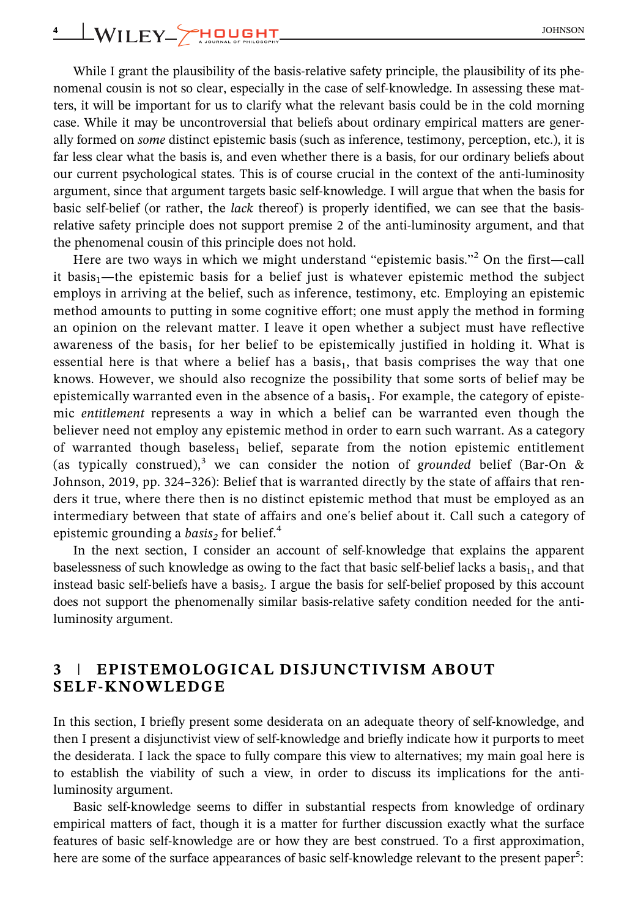While I grant the plausibility of the basis-relative safety principle, the plausibility of its phenomenal cousin is not so clear, especially in the case of self-knowledge. In assessing these matters, it will be important for us to clarify what the relevant basis could be in the cold morning case. While it may be uncontroversial that beliefs about ordinary empirical matters are generally formed on *some* distinct epistemic basis (such as inference, testimony, perception, etc.), it is far less clear what the basis is, and even whether there is a basis, for our ordinary beliefs about our current psychological states. This is of course crucial in the context of the anti-luminosity argument, since that argument targets basic self-knowledge. I will argue that when the basis for basic self-belief (or rather, the *lack* thereof) is properly identified, we can see that the basis-relative safety principle does not support premise 2 of the anti-luminosity argument, and that the phenomenal cousin of this principle does not hold.

Here are two ways in which we might understand "epistemic basis."[2] On the first—call it basis$_1$—the epistemic basis for a belief just is whatever epistemic method the subject employs in arriving at the belief, such as inference, testimony, etc. Employing an epistemic method amounts to putting in some cognitive effort; one must apply the method in forming an opinion on the relevant matter. I leave it open whether a subject must have reflective awareness of the basis$_1$ for her belief to be epistemically justified in holding it. What is essential here is that where a belief has a basis$_1$, that basis comprises the way that one knows. However, we should also recognize the possibility that some sorts of belief may be epistemically warranted even in the absence of a basis$_1$. For example, the category of epistemic *entitlement* represents a way in which a belief can be warranted even though the believer need not employ any epistemic method in order to earn such warrant. As a category of warranted though baseless$_1$ belief, separate from the notion epistemic entitlement (as typically construed),[3] we can consider the notion of *grounded* belief (Bar-On & Johnson, 2019, pp. 324–326): Belief that is warranted directly by the state of affairs that renders it true, where there then is no distinct epistemic method that must be employed as an intermediary between that state of affairs and one's belief about it. Call such a category of epistemic grounding a *basis$_2$* for belief.[4]

In the next section, I consider an account of self-knowledge that explains the apparent baselessness of such knowledge as owing to the fact that basic self-belief lacks a basis$_1$, and that instead basic self-beliefs have a basis$_2$. I argue the basis for self-belief proposed by this account does not support the phenomenally similar basis-relative safety condition needed for the anti-luminosity argument.

## 3 | EPISTEMOLOGICAL DISJUNCTIVISM ABOUT SELF-KNOWLEDGE

In this section, I briefly present some desiderata on an adequate theory of self-knowledge, and then I present a disjunctivist view of self-knowledge and briefly indicate how it purports to meet the desiderata. I lack the space to fully compare this view to alternatives; my main goal here is to establish the viability of such a view, in order to discuss its implications for the anti-luminosity argument.

Basic self-knowledge seems to differ in substantial respects from knowledge of ordinary empirical matters of fact, though it is a matter for further discussion exactly what the surface features of basic self-knowledge are or how they are best construed. To a first approximation, here are some of the surface appearances of basic self-knowledge relevant to the present paper[5]: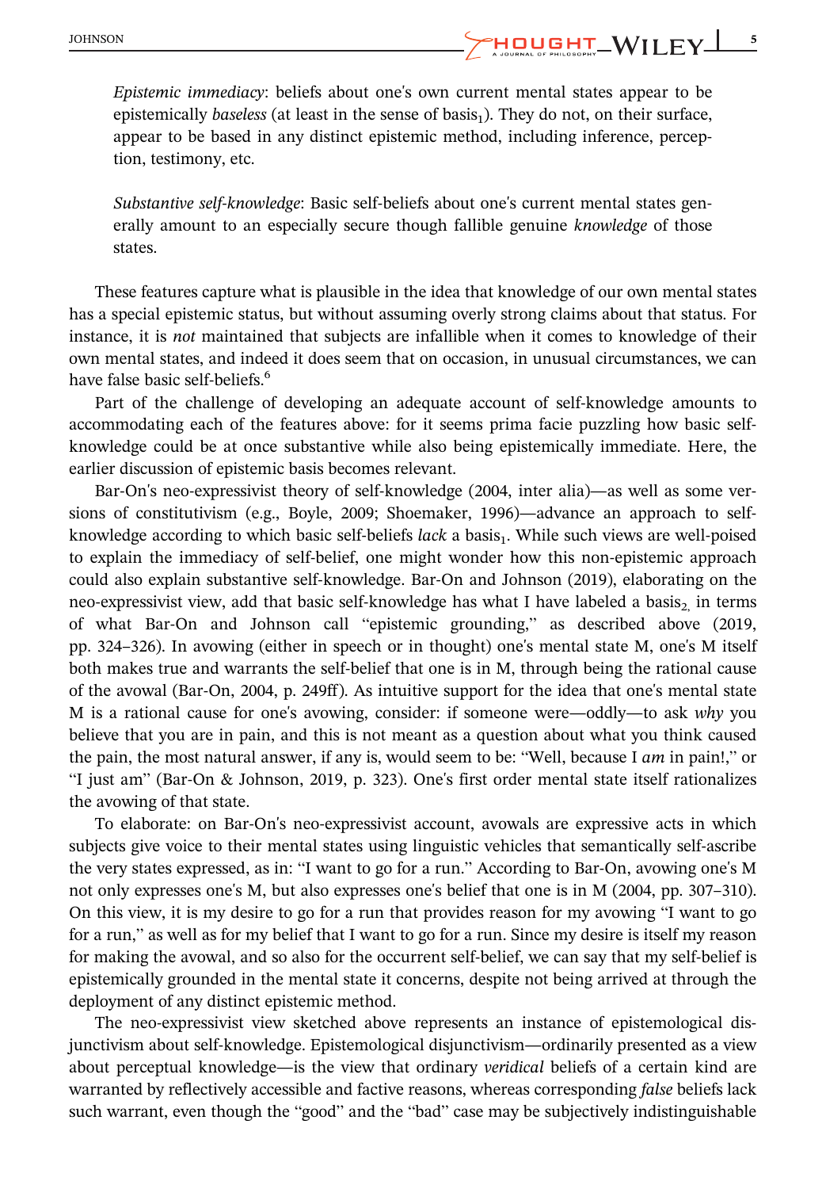*Epistemic immediacy*: beliefs about one's own current mental states appear to be epistemically *baseless* (at least in the sense of $basis_1$). They do not, on their surface, appear to be based in any distinct epistemic method, including inference, perception, testimony, etc.

*Substantive self-knowledge*: Basic self-beliefs about one's current mental states generally amount to an especially secure though fallible genuine *knowledge* of those states.

These features capture what is plausible in the idea that knowledge of our own mental states has a special epistemic status, but without assuming overly strong claims about that status. For instance, it is *not* maintained that subjects are infallible when it comes to knowledge of their own mental states, and indeed it does seem that on occasion, in unusual circumstances, we can have false basic self-beliefs.[6]

Part of the challenge of developing an adequate account of self-knowledge amounts to accommodating each of the features above: for it seems prima facie puzzling how basic self-knowledge could be at once substantive while also being epistemically immediate. Here, the earlier discussion of epistemic basis becomes relevant.

Bar-On's neo-expressivist theory of self-knowledge (2004, inter alia)—as well as some versions of constitutivism (e.g., Boyle, 2009; Shoemaker, 1996)—advance an approach to self-knowledge according to which basic self-beliefs *lack* a $basis_1$. While such views are well-poised to explain the immediacy of self-belief, one might wonder how this non-epistemic approach could also explain substantive self-knowledge. Bar-On and Johnson (2019), elaborating on the neo-expressivist view, add that basic self-knowledge has what I have labeled a $basis_2$, in terms of what Bar-On and Johnson call "epistemic grounding," as described above (2019, pp. 324–326). In avowing (either in speech or in thought) one's mental state M, one's M itself both makes true and warrants the self-belief that one is in M, through being the rational cause of the avowal (Bar-On, 2004, p. 249ff). As intuitive support for the idea that one's mental state M is a rational cause for one's avowing, consider: if someone were—oddly—to ask *why* you believe that you are in pain, and this is not meant as a question about what you think caused the pain, the most natural answer, if any, would seem to be: "Well, because I *am* in pain!," or "I just am" (Bar-On & Johnson, 2019, p. 323). One's first order mental state itself rationalizes the avowing of that state.

To elaborate: on Bar-On's neo-expressivist account, avowals are expressive acts in which subjects give voice to their mental states using linguistic vehicles that semantically self-ascribe the very states expressed, as in: "I want to go for a run." According to Bar-On, avowing one's M not only expresses one's M, but also expresses one's belief that one is in M (2004, pp. 307–310). On this view, it is my desire to go for a run that provides reason for my avowing "I want to go for a run," as well as for my belief that I want to go for a run. Since my desire is itself my reason for making the avowal, and so also for the occurrent self-belief, we can say that my self-belief is epistemically grounded in the mental state it concerns, despite not being arrived at through the deployment of any distinct epistemic method.

The neo-expressivist view sketched above represents an instance of epistemological disjunctivism about self-knowledge. Epistemological disjunctivism—ordinarily presented as a view about perceptual knowledge—is the view that ordinary *veridical* beliefs of a certain kind are warranted by reflectively accessible and factive reasons, whereas corresponding *false* beliefs lack such warrant, even though the "good" and the "bad" case may be subjectively indistinguishable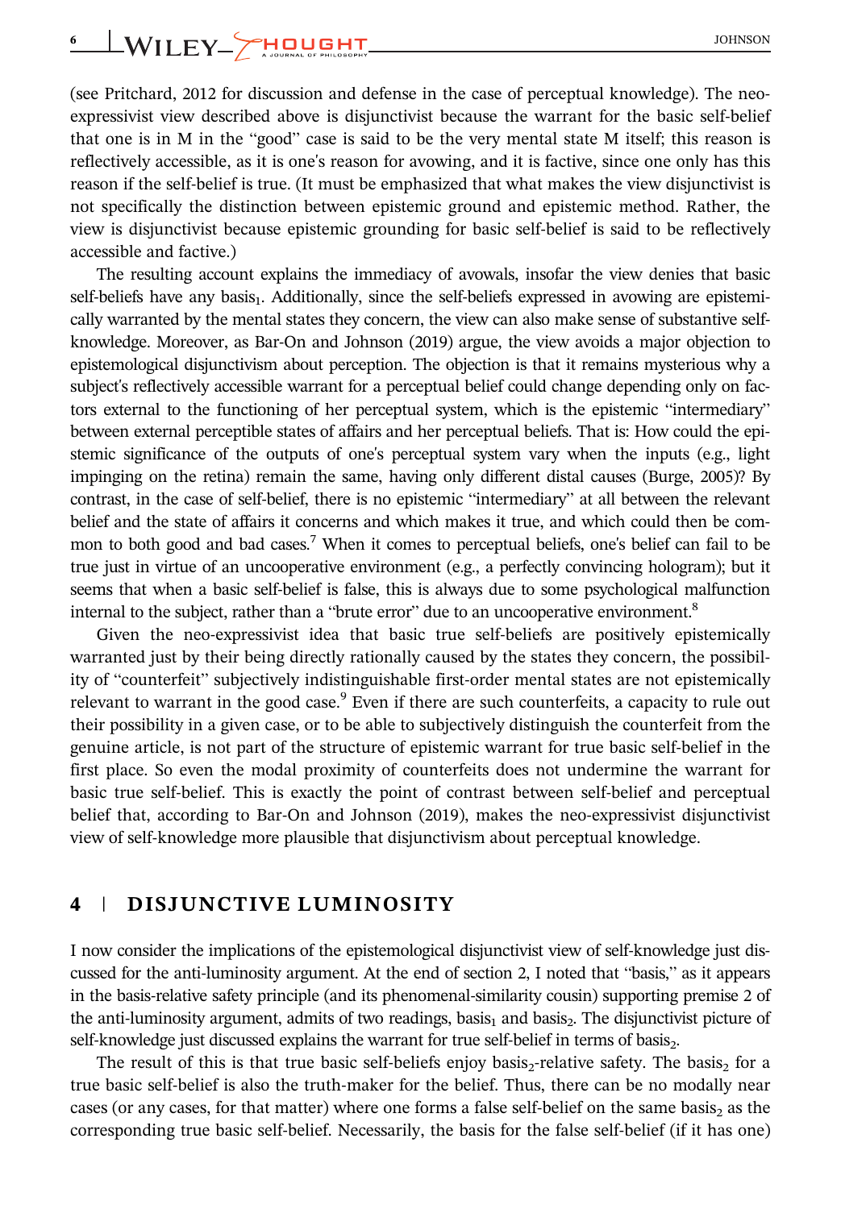(see Pritchard, 2012 for discussion and defense in the case of perceptual knowledge). The neo-expressivist view described above is disjunctivist because the warrant for the basic self-belief that one is in M in the "good" case is said to be the very mental state M itself; this reason is reflectively accessible, as it is one's reason for avowing, and it is factive, since one only has this reason if the self-belief is true. (It must be emphasized that what makes the view disjunctivist is not specifically the distinction between epistemic ground and epistemic method. Rather, the view is disjunctivist because epistemic grounding for basic self-belief is said to be reflectively accessible and factive.)

The resulting account explains the immediacy of avowals, insofar the view denies that basic self-beliefs have any basis$_1$. Additionally, since the self-beliefs expressed in avowing are epistemically warranted by the mental states they concern, the view can also make sense of substantive self-knowledge. Moreover, as Bar-On and Johnson (2019) argue, the view avoids a major objection to epistemological disjunctivism about perception. The objection is that it remains mysterious why a subject's reflectively accessible warrant for a perceptual belief could change depending only on factors external to the functioning of her perceptual system, which is the epistemic "intermediary" between external perceptible states of affairs and her perceptual beliefs. That is: How could the epistemic significance of the outputs of one's perceptual system vary when the inputs (e.g., light impinging on the retina) remain the same, having only different distal causes (Burge, 2005)? By contrast, in the case of self-belief, there is no epistemic "intermediary" at all between the relevant belief and the state of affairs it concerns and which makes it true, and which could then be common to both good and bad cases.[7] When it comes to perceptual beliefs, one's belief can fail to be true just in virtue of an uncooperative environment (e.g., a perfectly convincing hologram); but it seems that when a basic self-belief is false, this is always due to some psychological malfunction internal to the subject, rather than a "brute error" due to an uncooperative environment.[8]

Given the neo-expressivist idea that basic true self-beliefs are positively epistemically warranted just by their being directly rationally caused by the states they concern, the possibility of "counterfeit" subjectively indistinguishable first-order mental states are not epistemically relevant to warrant in the good case.[9] Even if there are such counterfeits, a capacity to rule out their possibility in a given case, or to be able to subjectively distinguish the counterfeit from the genuine article, is not part of the structure of epistemic warrant for true basic self-belief in the first place. So even the modal proximity of counterfeits does not undermine the warrant for basic true self-belief. This is exactly the point of contrast between self-belief and perceptual belief that, according to Bar-On and Johnson (2019), makes the neo-expressivist disjunctivist view of self-knowledge more plausible that disjunctivism about perceptual knowledge.

## 4 | DISJUNCTIVE LUMINOSITY

I now consider the implications of the epistemological disjunctivist view of self-knowledge just discussed for the anti-luminosity argument. At the end of section 2, I noted that "basis," as it appears in the basis-relative safety principle (and its phenomenal-similarity cousin) supporting premise 2 of the anti-luminosity argument, admits of two readings, basis$_1$ and basis$_2$. The disjunctivist picture of self-knowledge just discussed explains the warrant for true self-belief in terms of basis$_2$.

The result of this is that true basic self-beliefs enjoy basis$_2$-relative safety. The basis$_2$ for a true basic self-belief is also the truth-maker for the belief. Thus, there can be no modally near cases (or any cases, for that matter) where one forms a false self-belief on the same basis$_2$ as the corresponding true basic self-belief. Necessarily, the basis for the false self-belief (if it has one)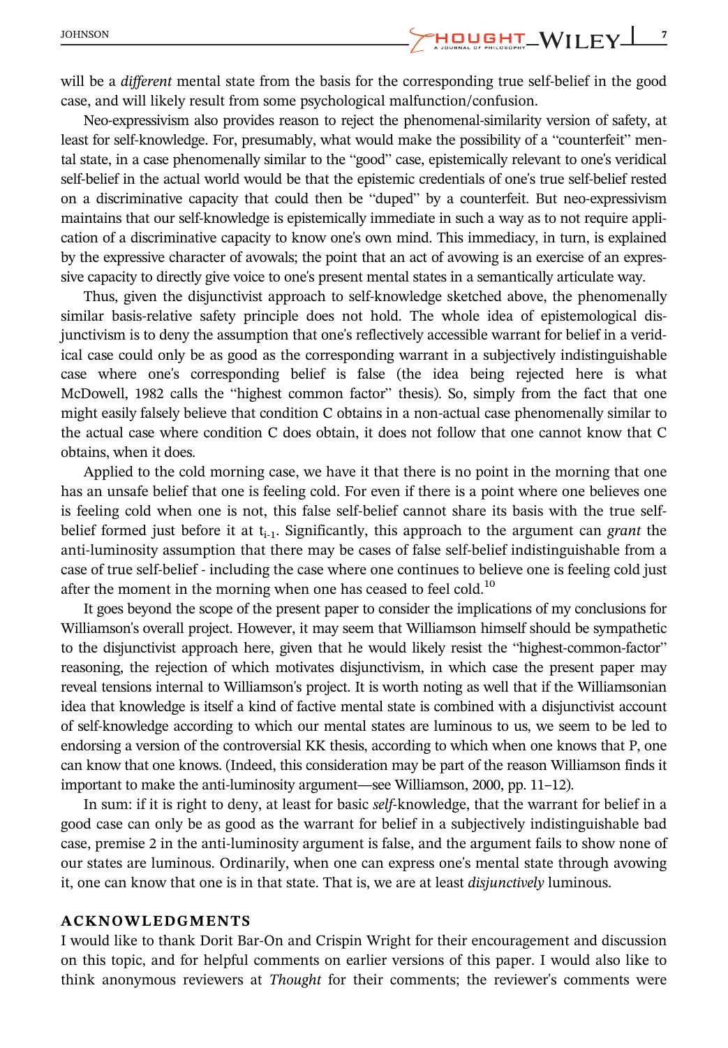will be a *different* mental state from the basis for the corresponding true self-belief in the good case, and will likely result from some psychological malfunction/confusion.

Neo-expressivism also provides reason to reject the phenomenal-similarity version of safety, at least for self-knowledge. For, presumably, what would make the possibility of a "counterfeit" mental state, in a case phenomenally similar to the "good" case, epistemically relevant to one's veridical self-belief in the actual world would be that the epistemic credentials of one's true self-belief rested on a discriminative capacity that could then be "duped" by a counterfeit. But neo-expressivism maintains that our self-knowledge is epistemically immediate in such a way as to not require application of a discriminative capacity to know one's own mind. This immediacy, in turn, is explained by the expressive character of avowals; the point that an act of avowing is an exercise of an expressive capacity to directly give voice to one's present mental states in a semantically articulate way.

Thus, given the disjunctivist approach to self-knowledge sketched above, the phenomenally similar basis-relative safety principle does not hold. The whole idea of epistemological disjunctivism is to deny the assumption that one's reflectively accessible warrant for belief in a veridical case could only be as good as the corresponding warrant in a subjectively indistinguishable case where one's corresponding belief is false (the idea being rejected here is what McDowell, 1982 calls the "highest common factor" thesis). So, simply from the fact that one might easily falsely believe that condition C obtains in a non-actual case phenomenally similar to the actual case where condition C does obtain, it does not follow that one cannot know that C obtains, when it does.

Applied to the cold morning case, we have it that there is no point in the morning that one has an unsafe belief that one is feeling cold. For even if there is a point where one believes one is feeling cold when one is not, this false self-belief cannot share its basis with the true self-belief formed just before it at $t_{i-1}$. Significantly, this approach to the argument can *grant* the anti-luminosity assumption that there may be cases of false self-belief indistinguishable from a case of true self-belief - including the case where one continues to believe one is feeling cold just after the moment in the morning when one has ceased to feel cold.[10]

It goes beyond the scope of the present paper to consider the implications of my conclusions for Williamson's overall project. However, it may seem that Williamson himself should be sympathetic to the disjunctivist approach here, given that he would likely resist the "highest-common-factor" reasoning, the rejection of which motivates disjunctivism, in which case the present paper may reveal tensions internal to Williamson's project. It is worth noting as well that if the Williamsonian idea that knowledge is itself a kind of factive mental state is combined with a disjunctivist account of self-knowledge according to which our mental states are luminous to us, we seem to be led to endorsing a version of the controversial KK thesis, according to which when one knows that P, one can know that one knows. (Indeed, this consideration may be part of the reason Williamson finds it important to make the anti-luminosity argument—see Williamson, 2000, pp. 11–12).

In sum: if it is right to deny, at least for basic *self*-knowledge, that the warrant for belief in a good case can only be as good as the warrant for belief in a subjectively indistinguishable bad case, premise 2 in the anti-luminosity argument is false, and the argument fails to show none of our states are luminous. Ordinarily, when one can express one's mental state through avowing it, one can know that one is in that state. That is, we are at least *disjunctively* luminous.

## ACKNOWLEDGMENTS

I would like to thank Dorit Bar-On and Crispin Wright for their encouragement and discussion on this topic, and for helpful comments on earlier versions of this paper. I would also like to think anonymous reviewers at *Thought* for their comments; the reviewer's comments were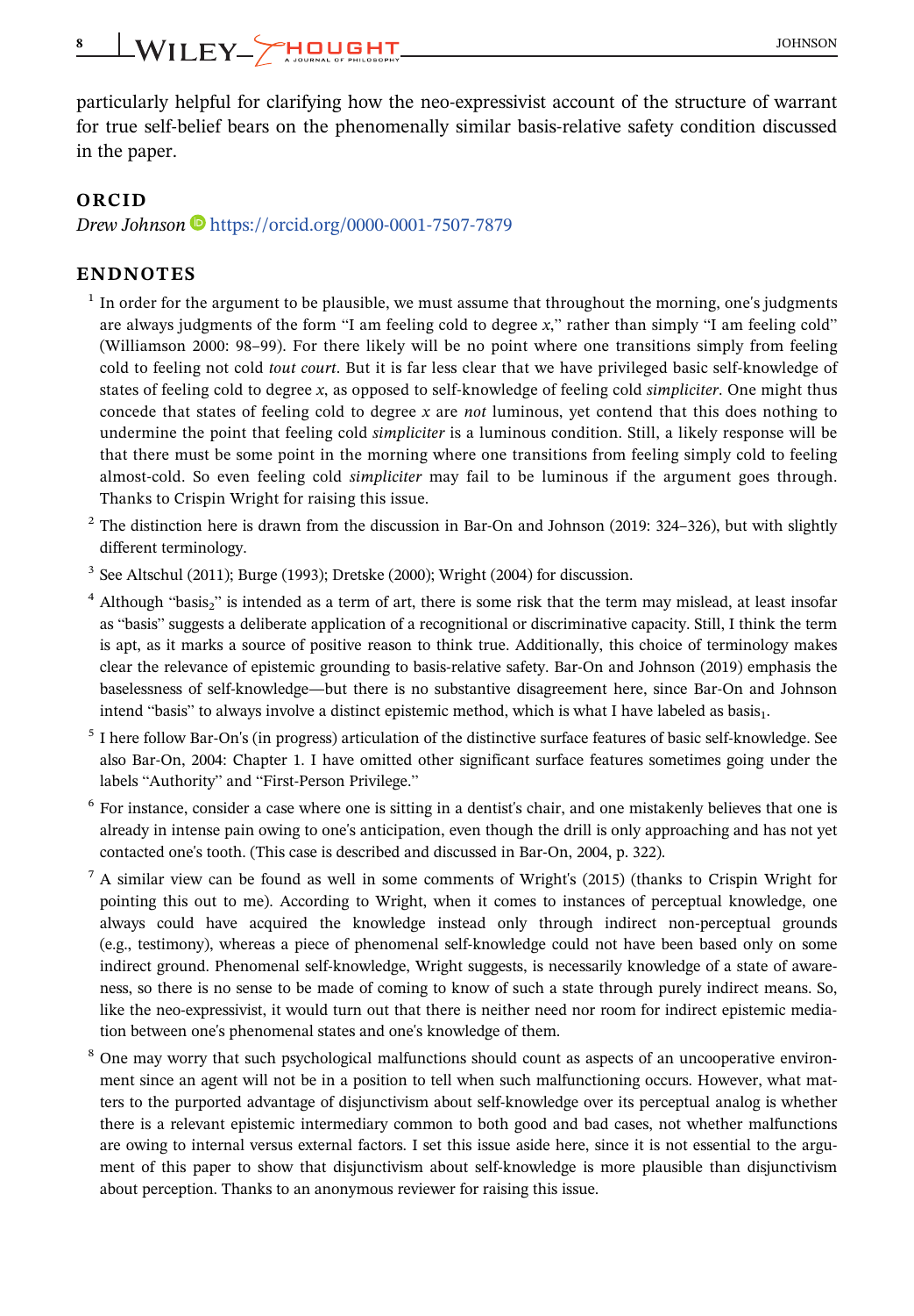particularly helpful for clarifying how the neo-expressivist account of the structure of warrant for true self-belief bears on the phenomenally similar basis-relative safety condition discussed in the paper.

## ORCID

*Drew Johnson* https://orcid.org/0000-0001-7507-7879

## ENDNOTES

[1] In order for the argument to be plausible, we must assume that throughout the morning, one's judgments are always judgments of the form "I am feeling cold to degree *x*," rather than simply "I am feeling cold" (Williamson 2000: 98–99). For there likely will be no point where one transitions simply from feeling cold to feeling not cold *tout court*. But it is far less clear that we have privileged basic self-knowledge of states of feeling cold to degree *x*, as opposed to self-knowledge of feeling cold *simpliciter*. One might thus concede that states of feeling cold to degree *x* are *not* luminous, yet contend that this does nothing to undermine the point that feeling cold *simpliciter* is a luminous condition. Still, a likely response will be that there must be some point in the morning where one transitions from feeling simply cold to feeling almost-cold. So even feeling cold *simpliciter* may fail to be luminous if the argument goes through. Thanks to Crispin Wright for raising this issue.

[2] The distinction here is drawn from the discussion in Bar-On and Johnson (2019: 324–326), but with slightly different terminology.

[3] See Altschul (2011); Burge (1993); Dretske (2000); Wright (2004) for discussion.

[4] Although "$\text{basis}_2$" is intended as a term of art, there is some risk that the term may mislead, at least insofar as "basis" suggests a deliberate application of a recognitional or discriminative capacity. Still, I think the term is apt, as it marks a source of positive reason to think true. Additionally, this choice of terminology makes clear the relevance of epistemic grounding to basis-relative safety. Bar-On and Johnson (2019) emphasis the baselessness of self-knowledge—but there is no substantive disagreement here, since Bar-On and Johnson intend "basis" to always involve a distinct epistemic method, which is what I have labeled as $\text{basis}_1$.

[5] I here follow Bar-On's (in progress) articulation of the distinctive surface features of basic self-knowledge. See also Bar-On, 2004: Chapter 1. I have omitted other significant surface features sometimes going under the labels "Authority" and "First-Person Privilege."

[6] For instance, consider a case where one is sitting in a dentist's chair, and one mistakenly believes that one is already in intense pain owing to one's anticipation, even though the drill is only approaching and has not yet contacted one's tooth. (This case is described and discussed in Bar-On, 2004, p. 322).

[7] A similar view can be found as well in some comments of Wright's (2015) (thanks to Crispin Wright for pointing this out to me). According to Wright, when it comes to instances of perceptual knowledge, one always could have acquired the knowledge instead only through indirect non-perceptual grounds (e.g., testimony), whereas a piece of phenomenal self-knowledge could not have been based only on some indirect ground. Phenomenal self-knowledge, Wright suggests, is necessarily knowledge of a state of awareness, so there is no sense to be made of coming to know of such a state through purely indirect means. So, like the neo-expressivist, it would turn out that there is neither need nor room for indirect epistemic mediation between one's phenomenal states and one's knowledge of them.

[8] One may worry that such psychological malfunctions should count as aspects of an uncooperative environment since an agent will not be in a position to tell when such malfunctioning occurs. However, what matters to the purported advantage of disjunctivism about self-knowledge over its perceptual analog is whether there is a relevant epistemic intermediary common to both good and bad cases, not whether malfunctions are owing to internal versus external factors. I set this issue aside here, since it is not essential to the argument of this paper to show that disjunctivism about self-knowledge is more plausible than disjunctivism about perception. Thanks to an anonymous reviewer for raising this issue.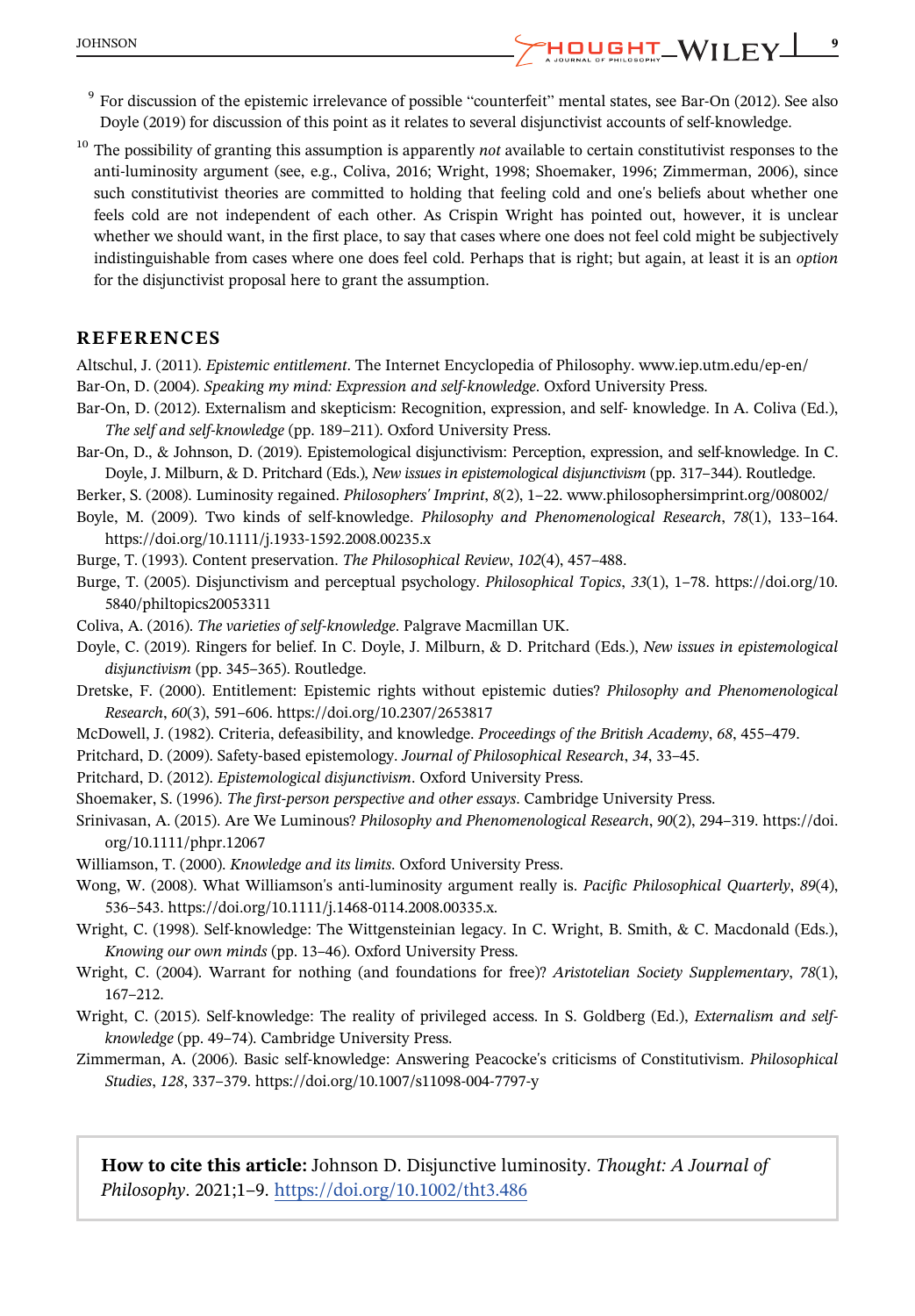[9] For discussion of the epistemic irrelevance of possible "counterfeit" mental states, see Bar-On (2012). See also Doyle (2019) for discussion of this point as it relates to several disjunctivist accounts of self-knowledge.

[10] The possibility of granting this assumption is apparently *not* available to certain constitutivist responses to the anti-luminosity argument (see, e.g., Coliva, 2016; Wright, 1998; Shoemaker, 1996; Zimmerman, 2006), since such constitutivist theories are committed to holding that feeling cold and one's beliefs about whether one feels cold are not independent of each other. As Crispin Wright has pointed out, however, it is unclear whether we should want, in the first place, to say that cases where one does not feel cold might be subjectively indistinguishable from cases where one does feel cold. Perhaps that is right; but again, at least it is an *option* for the disjunctivist proposal here to grant the assumption.

## REFERENCES

Altschul, J. (2011). *Epistemic entitlement*. The Internet Encyclopedia of Philosophy. www.iep.utm.edu/ep-en/

Bar-On, D. (2004). *Speaking my mind: Expression and self-knowledge*. Oxford University Press.

Bar-On, D. (2012). Externalism and skepticism: Recognition, expression, and self- knowledge. In A. Coliva (Ed.), *The self and self-knowledge* (pp. 189–211). Oxford University Press.

Bar-On, D., & Johnson, D. (2019). Epistemological disjunctivism: Perception, expression, and self-knowledge. In C. Doyle, J. Milburn, & D. Pritchard (Eds.), *New issues in epistemological disjunctivism* (pp. 317–344). Routledge.

Berker, S. (2008). Luminosity regained. *Philosophers' Imprint*, *8*(2), 1–22. www.philosophersimprint.org/008002/

Boyle, M. (2009). Two kinds of self-knowledge. *Philosophy and Phenomenological Research*, *78*(1), 133–164. https://doi.org/10.1111/j.1933-1592.2008.00235.x

Burge, T. (1993). Content preservation. *The Philosophical Review*, *102*(4), 457–488.

Burge, T. (2005). Disjunctivism and perceptual psychology. *Philosophical Topics*, *33*(1), 1–78. https://doi.org/10.5840/philtopics20053311

Coliva, A. (2016). *The varieties of self-knowledge*. Palgrave Macmillan UK.

Doyle, C. (2019). Ringers for belief. In C. Doyle, J. Milburn, & D. Pritchard (Eds.), *New issues in epistemological disjunctivism* (pp. 345–365). Routledge.

Dretske, F. (2000). Entitlement: Epistemic rights without epistemic duties? *Philosophy and Phenomenological Research*, *60*(3), 591–606. https://doi.org/10.2307/2653817

McDowell, J. (1982). Criteria, defeasibility, and knowledge. *Proceedings of the British Academy*, *68*, 455–479.

Pritchard, D. (2009). Safety-based epistemology. *Journal of Philosophical Research*, *34*, 33–45.

Pritchard, D. (2012). *Epistemological disjunctivism*. Oxford University Press.

Shoemaker, S. (1996). *The first-person perspective and other essays*. Cambridge University Press.

Srinivasan, A. (2015). Are We Luminous? *Philosophy and Phenomenological Research*, *90*(2), 294–319. https://doi.org/10.1111/phpr.12067

Williamson, T. (2000). *Knowledge and its limits*. Oxford University Press.

Wong, W. (2008). What Williamson's anti-luminosity argument really is. *Pacific Philosophical Quarterly*, *89*(4), 536–543. https://doi.org/10.1111/j.1468-0114.2008.00335.x.

Wright, C. (1998). Self-knowledge: The Wittgensteinian legacy. In C. Wright, B. Smith, & C. Macdonald (Eds.), *Knowing our own minds* (pp. 13–46). Oxford University Press.

Wright, C. (2004). Warrant for nothing (and foundations for free)? *Aristotelian Society Supplementary*, *78*(1), 167–212.

Wright, C. (2015). Self-knowledge: The reality of privileged access. In S. Goldberg (Ed.), *Externalism and self-knowledge* (pp. 49–74). Cambridge University Press.

Zimmerman, A. (2006). Basic self-knowledge: Answering Peacocke's criticisms of Constitutivism. *Philosophical Studies*, *128*, 337–379. https://doi.org/10.1007/s11098-004-7797-y

**How to cite this article:** Johnson D. Disjunctive luminosity. *Thought: A Journal of Philosophy*. 2021;1–9. https://doi.org/10.1002/tht3.486